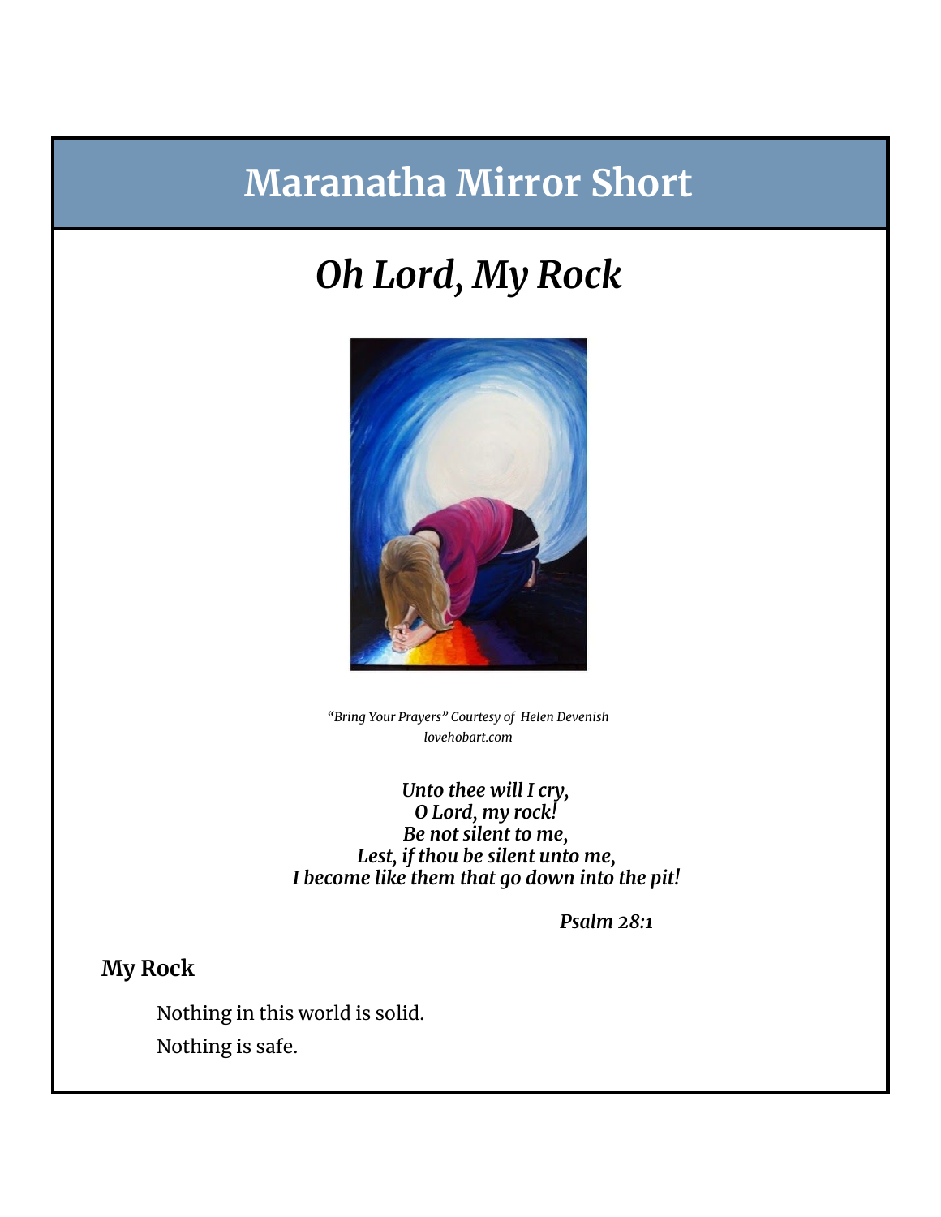# Maranatha Mirror Short

## *Oh Lord, My Rock*

*"Bring Your Prayers" Courtesy of Helen Devenish*
*lovehobart.com*

***Unto thee will I cry,***
***O Lord, my rock!***
***Be not silent to me,***
***Lest, if thou be silent unto me,***
***I become like them that go down into the pit!***

***Psalm 28:1***

### **My Rock**

Nothing in this world is solid.

Nothing is safe.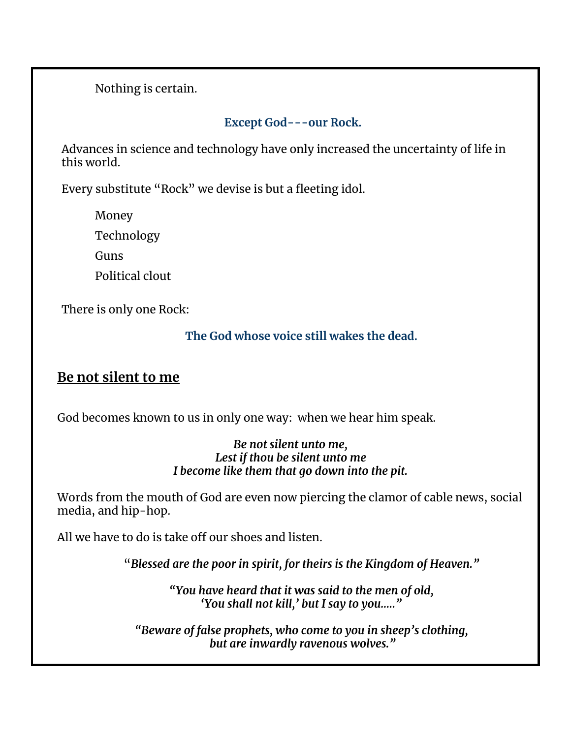Nothing is certain.

**Except God---our Rock.**

Advances in science and technology have only increased the uncertainty of life in this world.

Every substitute "Rock" we devise is but a fleeting idol.

Money

Technology

Guns

Political clout

There is only one Rock:

**The God whose voice still wakes the dead.**

## Be not silent to me

God becomes known to us in only one way: when we hear him speak.

***Be not silent unto me,***
***Lest if thou be silent unto me***
***I become like them that go down into the pit.***

Words from the mouth of God are even now piercing the clamor of cable news, social media, and hip-hop.

All we have to do is take off our shoes and listen.

"***Blessed are the poor in spirit, for theirs is the Kingdom of Heaven."***

***"You have heard that it was said to the men of old,***
***'You shall not kill,' but I say to you….."***

***"Beware of false prophets, who come to you in sheep's clothing,***
***but are inwardly ravenous wolves."***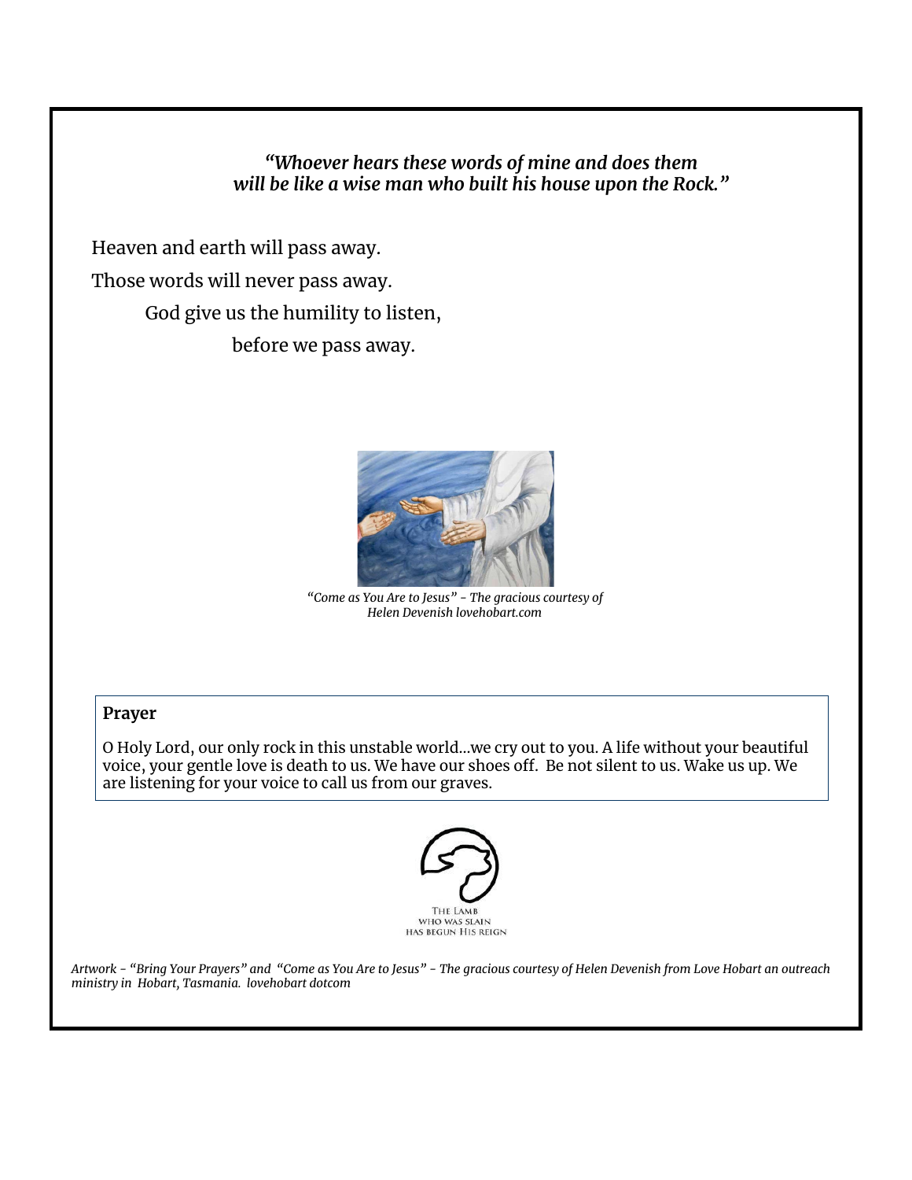*"Whoever hears these words of mine and does them*
*will be like a wise man who built his house upon the Rock."*

Heaven and earth will pass away.

Those words will never pass away.

God give us the humility to listen,

before we pass away.

*"Come as You Are to Jesus" - The gracious courtesy of Helen Devenish lovehobart.com*

**Prayer**

O Holy Lord, our only rock in this unstable world…we cry out to you. A life without your beautiful voice, your gentle love is death to us. We have our shoes off. Be not silent to us. Wake us up. We are listening for your voice to call us from our graves.

THE LAMB
WHO WAS SLAIN
HAS BEGUN HIS REIGN

*Artwork - "Bring Your Prayers" and "Come as You Are to Jesus" - The gracious courtesy of Helen Devenish from Love Hobart an outreach ministry in Hobart, Tasmania. lovehobart dotcom*